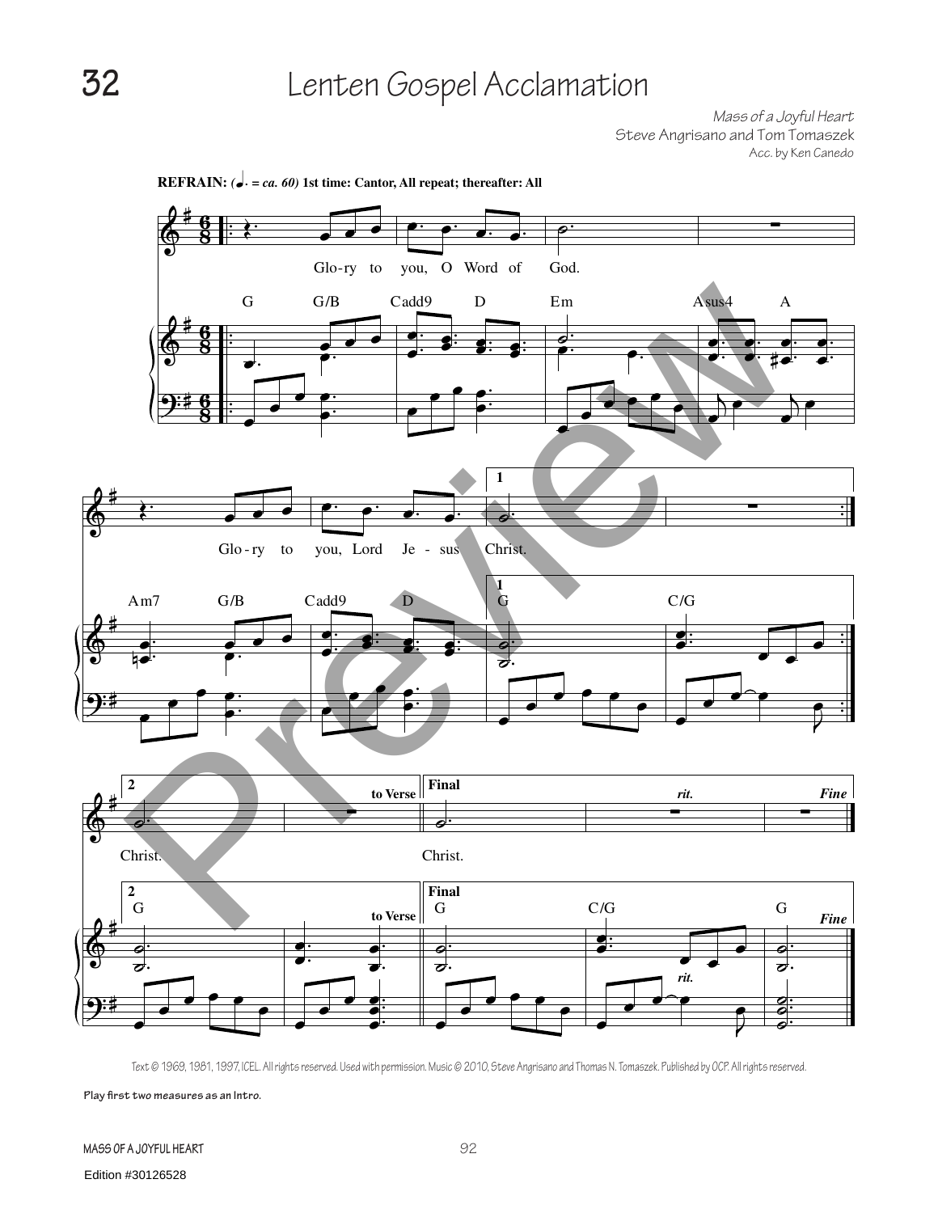# Lenten Gospel Acclamation

*Mass of a Joyful Heart*
Steve Angrisano and Tom Tomaszek
Acc. by Ken Canedo

**REFRAIN:** (♩. = *ca. 60*) **1st time: Cantor, All repeat; thereafter: All**

Glo-ry to you, O Word of God.

Glo-ry to you, Lord Je-sus Christ.

Christ. *(to Verse)*

Christ. *(Final — rit. — Fine)*

Text © 1969, 1981, 1997, ICEL. All rights reserved. Used with permission. Music © 2010, Steve Angrisano and Thomas N. Tomaszek. Published by OCP. All rights reserved.

**Play first two measures as an Intro.**

MASS OF A JOYFUL HEART

Edition #30126528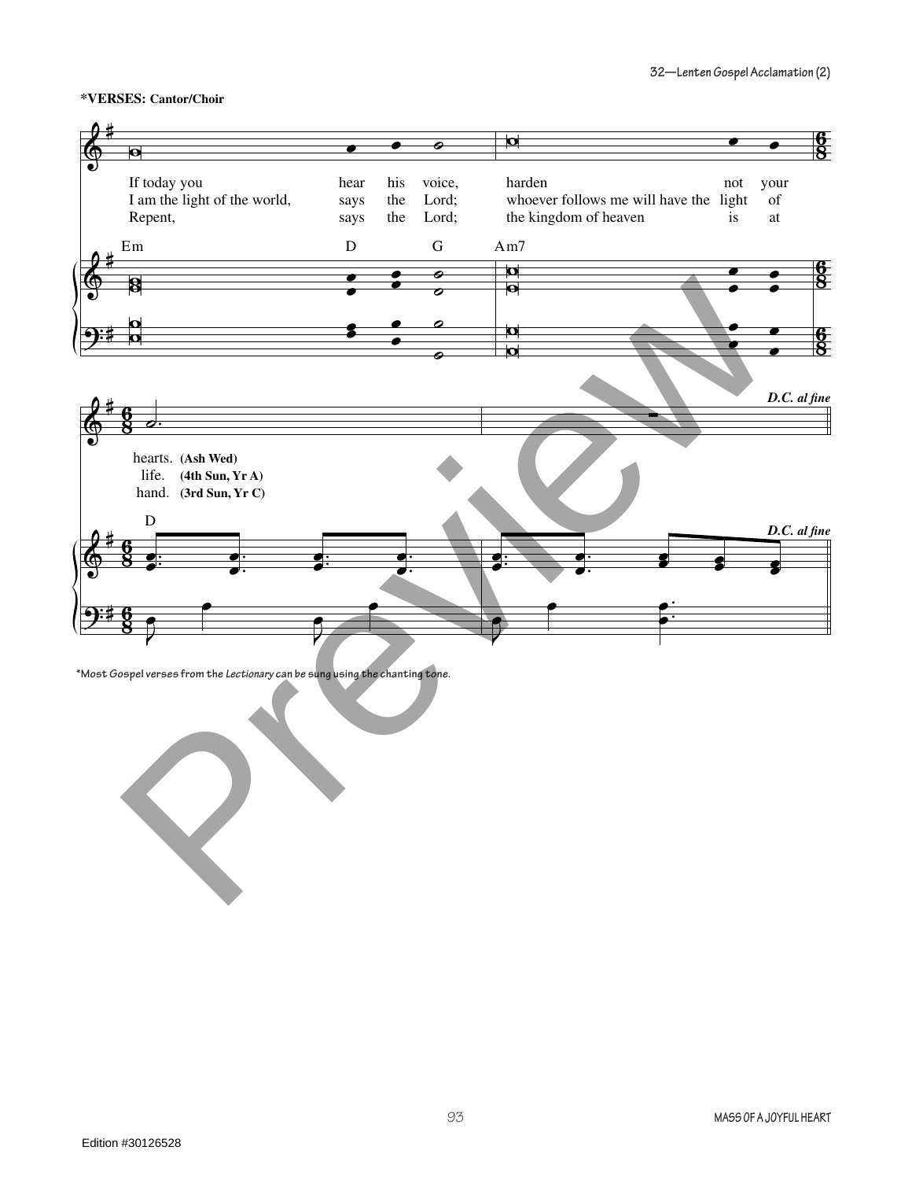**\*VERSES: Cantor/Choir**

If today you hear his voice, harden not your hearts. **(Ash Wed)**

I am the light of the world, says the Lord; whoever follows me will have the light of life. **(4th Sun, Yr A)**

Repent, says the Lord; the kingdom of heaven is at hand. **(3rd Sun, Yr C)**

Em D G Am7 D

*D.C. al fine*

\*Most Gospel verses from the *Lectionary* can be sung using the chanting tone.

Edition #30126528